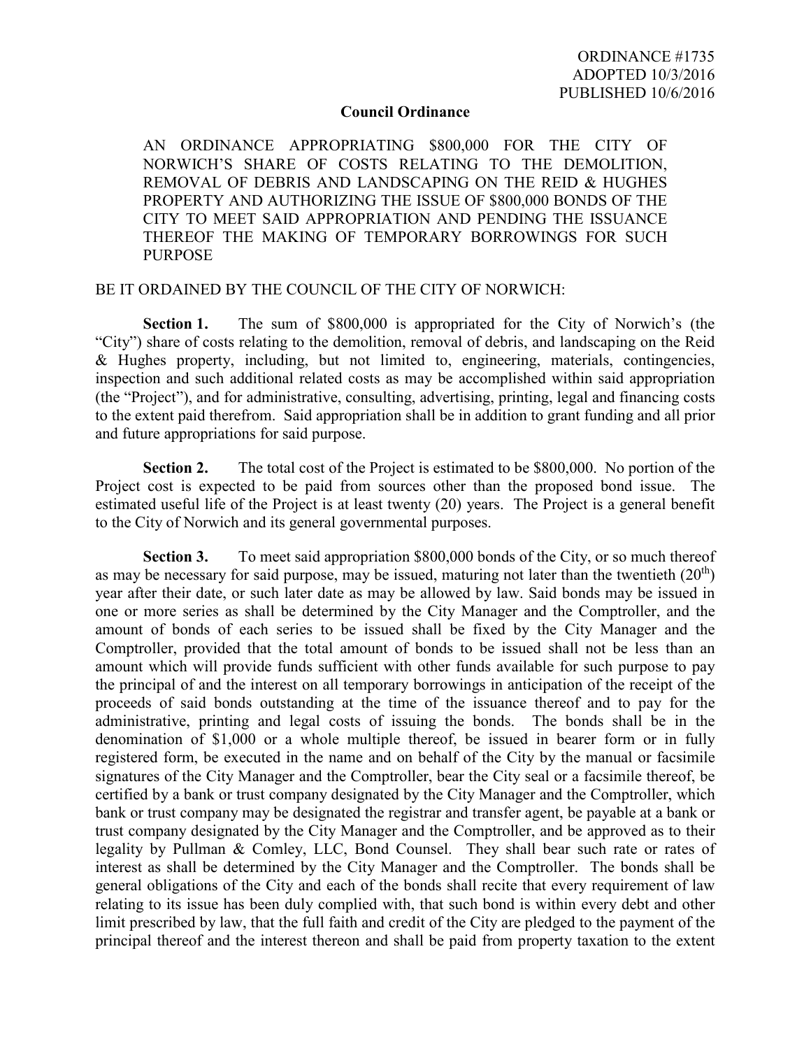ORDINANCE #1735
ADOPTED 10/3/2016
PUBLISHED 10/6/2016

**Council Ordinance**

AN ORDINANCE APPROPRIATING $800,000 FOR THE CITY OF NORWICH'S SHARE OF COSTS RELATING TO THE DEMOLITION, REMOVAL OF DEBRIS AND LANDSCAPING ON THE REID & HUGHES PROPERTY AND AUTHORIZING THE ISSUE OF $800,000 BONDS OF THE CITY TO MEET SAID APPROPRIATION AND PENDING THE ISSUANCE THEREOF THE MAKING OF TEMPORARY BORROWINGS FOR SUCH PURPOSE

BE IT ORDAINED BY THE COUNCIL OF THE CITY OF NORWICH:

**Section 1.** The sum of $800,000 is appropriated for the City of Norwich's (the "City") share of costs relating to the demolition, removal of debris, and landscaping on the Reid & Hughes property, including, but not limited to, engineering, materials, contingencies, inspection and such additional related costs as may be accomplished within said appropriation (the "Project"), and for administrative, consulting, advertising, printing, legal and financing costs to the extent paid therefrom. Said appropriation shall be in addition to grant funding and all prior and future appropriations for said purpose.

**Section 2.** The total cost of the Project is estimated to be $800,000. No portion of the Project cost is expected to be paid from sources other than the proposed bond issue. The estimated useful life of the Project is at least twenty (20) years. The Project is a general benefit to the City of Norwich and its general governmental purposes.

**Section 3.** To meet said appropriation $800,000 bonds of the City, or so much thereof as may be necessary for said purpose, may be issued, maturing not later than the twentieth (20th) year after their date, or such later date as may be allowed by law. Said bonds may be issued in one or more series as shall be determined by the City Manager and the Comptroller, and the amount of bonds of each series to be issued shall be fixed by the City Manager and the Comptroller, provided that the total amount of bonds to be issued shall not be less than an amount which will provide funds sufficient with other funds available for such purpose to pay the principal of and the interest on all temporary borrowings in anticipation of the receipt of the proceeds of said bonds outstanding at the time of the issuance thereof and to pay for the administrative, printing and legal costs of issuing the bonds. The bonds shall be in the denomination of $1,000 or a whole multiple thereof, be issued in bearer form or in fully registered form, be executed in the name and on behalf of the City by the manual or facsimile signatures of the City Manager and the Comptroller, bear the City seal or a facsimile thereof, be certified by a bank or trust company designated by the City Manager and the Comptroller, which bank or trust company may be designated the registrar and transfer agent, be payable at a bank or trust company designated by the City Manager and the Comptroller, and be approved as to their legality by Pullman & Comley, LLC, Bond Counsel. They shall bear such rate or rates of interest as shall be determined by the City Manager and the Comptroller. The bonds shall be general obligations of the City and each of the bonds shall recite that every requirement of law relating to its issue has been duly complied with, that such bond is within every debt and other limit prescribed by law, that the full faith and credit of the City are pledged to the payment of the principal thereof and the interest thereon and shall be paid from property taxation to the extent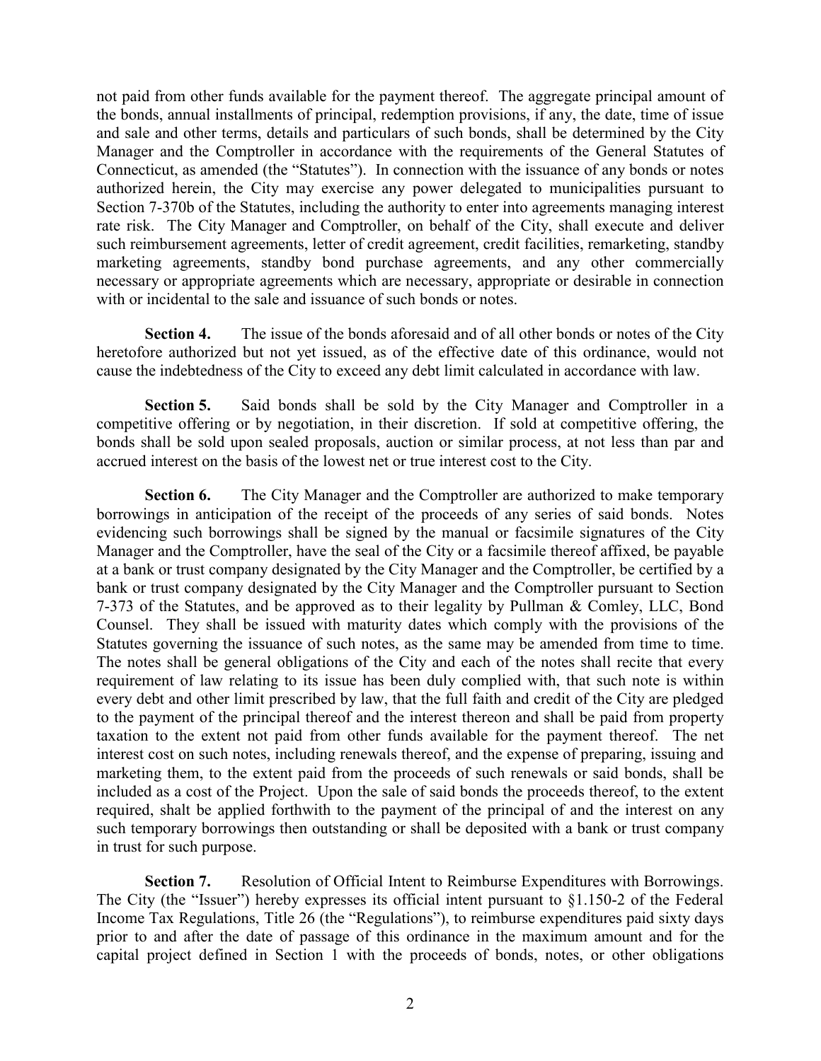not paid from other funds available for the payment thereof. The aggregate principal amount of the bonds, annual installments of principal, redemption provisions, if any, the date, time of issue and sale and other terms, details and particulars of such bonds, shall be determined by the City Manager and the Comptroller in accordance with the requirements of the General Statutes of Connecticut, as amended (the "Statutes"). In connection with the issuance of any bonds or notes authorized herein, the City may exercise any power delegated to municipalities pursuant to Section 7-370b of the Statutes, including the authority to enter into agreements managing interest rate risk. The City Manager and Comptroller, on behalf of the City, shall execute and deliver such reimbursement agreements, letter of credit agreement, credit facilities, remarketing, standby marketing agreements, standby bond purchase agreements, and any other commercially necessary or appropriate agreements which are necessary, appropriate or desirable in connection with or incidental to the sale and issuance of such bonds or notes.

**Section 4.** The issue of the bonds aforesaid and of all other bonds or notes of the City heretofore authorized but not yet issued, as of the effective date of this ordinance, would not cause the indebtedness of the City to exceed any debt limit calculated in accordance with law.

**Section 5.** Said bonds shall be sold by the City Manager and Comptroller in a competitive offering or by negotiation, in their discretion. If sold at competitive offering, the bonds shall be sold upon sealed proposals, auction or similar process, at not less than par and accrued interest on the basis of the lowest net or true interest cost to the City.

**Section 6.** The City Manager and the Comptroller are authorized to make temporary borrowings in anticipation of the receipt of the proceeds of any series of said bonds. Notes evidencing such borrowings shall be signed by the manual or facsimile signatures of the City Manager and the Comptroller, have the seal of the City or a facsimile thereof affixed, be payable at a bank or trust company designated by the City Manager and the Comptroller, be certified by a bank or trust company designated by the City Manager and the Comptroller pursuant to Section 7-373 of the Statutes, and be approved as to their legality by Pullman & Comley, LLC, Bond Counsel. They shall be issued with maturity dates which comply with the provisions of the Statutes governing the issuance of such notes, as the same may be amended from time to time. The notes shall be general obligations of the City and each of the notes shall recite that every requirement of law relating to its issue has been duly complied with, that such note is within every debt and other limit prescribed by law, that the full faith and credit of the City are pledged to the payment of the principal thereof and the interest thereon and shall be paid from property taxation to the extent not paid from other funds available for the payment thereof. The net interest cost on such notes, including renewals thereof, and the expense of preparing, issuing and marketing them, to the extent paid from the proceeds of such renewals or said bonds, shall be included as a cost of the Project. Upon the sale of said bonds the proceeds thereof, to the extent required, shalt be applied forthwith to the payment of the principal of and the interest on any such temporary borrowings then outstanding or shall be deposited with a bank or trust company in trust for such purpose.

**Section 7.** Resolution of Official Intent to Reimburse Expenditures with Borrowings. The City (the "Issuer") hereby expresses its official intent pursuant to §1.150-2 of the Federal Income Tax Regulations, Title 26 (the "Regulations"), to reimburse expenditures paid sixty days prior to and after the date of passage of this ordinance in the maximum amount and for the capital project defined in Section 1 with the proceeds of bonds, notes, or other obligations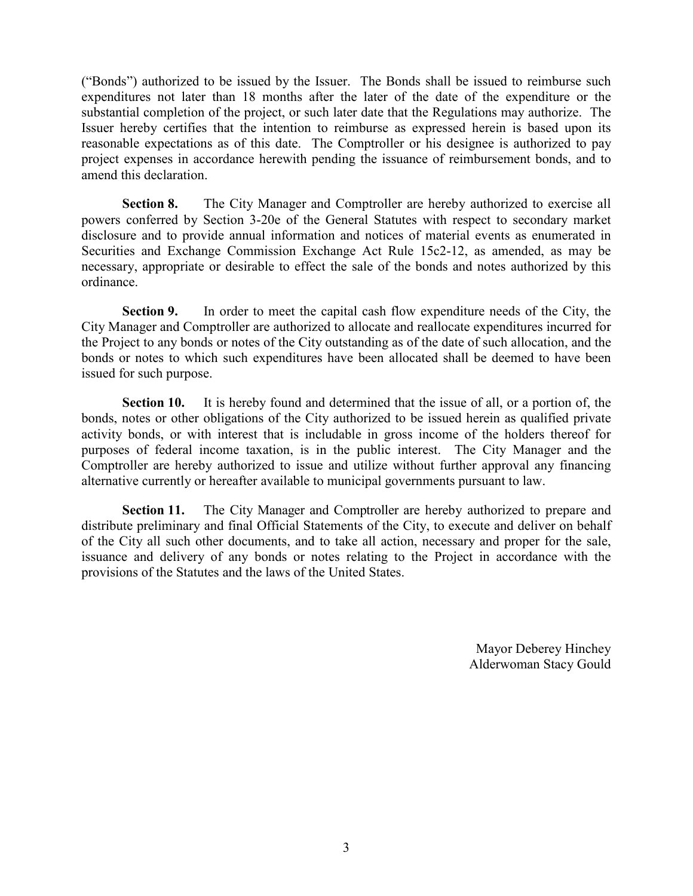("Bonds") authorized to be issued by the Issuer. The Bonds shall be issued to reimburse such expenditures not later than 18 months after the later of the date of the expenditure or the substantial completion of the project, or such later date that the Regulations may authorize. The Issuer hereby certifies that the intention to reimburse as expressed herein is based upon its reasonable expectations as of this date. The Comptroller or his designee is authorized to pay project expenses in accordance herewith pending the issuance of reimbursement bonds, and to amend this declaration.

**Section 8.** The City Manager and Comptroller are hereby authorized to exercise all powers conferred by Section 3-20e of the General Statutes with respect to secondary market disclosure and to provide annual information and notices of material events as enumerated in Securities and Exchange Commission Exchange Act Rule 15c2-12, as amended, as may be necessary, appropriate or desirable to effect the sale of the bonds and notes authorized by this ordinance.

**Section 9.** In order to meet the capital cash flow expenditure needs of the City, the City Manager and Comptroller are authorized to allocate and reallocate expenditures incurred for the Project to any bonds or notes of the City outstanding as of the date of such allocation, and the bonds or notes to which such expenditures have been allocated shall be deemed to have been issued for such purpose.

**Section 10.** It is hereby found and determined that the issue of all, or a portion of, the bonds, notes or other obligations of the City authorized to be issued herein as qualified private activity bonds, or with interest that is includable in gross income of the holders thereof for purposes of federal income taxation, is in the public interest. The City Manager and the Comptroller are hereby authorized to issue and utilize without further approval any financing alternative currently or hereafter available to municipal governments pursuant to law.

**Section 11.** The City Manager and Comptroller are hereby authorized to prepare and distribute preliminary and final Official Statements of the City, to execute and deliver on behalf of the City all such other documents, and to take all action, necessary and proper for the sale, issuance and delivery of any bonds or notes relating to the Project in accordance with the provisions of the Statutes and the laws of the United States.

Mayor Deberey Hinchey
Alderwoman Stacy Gould